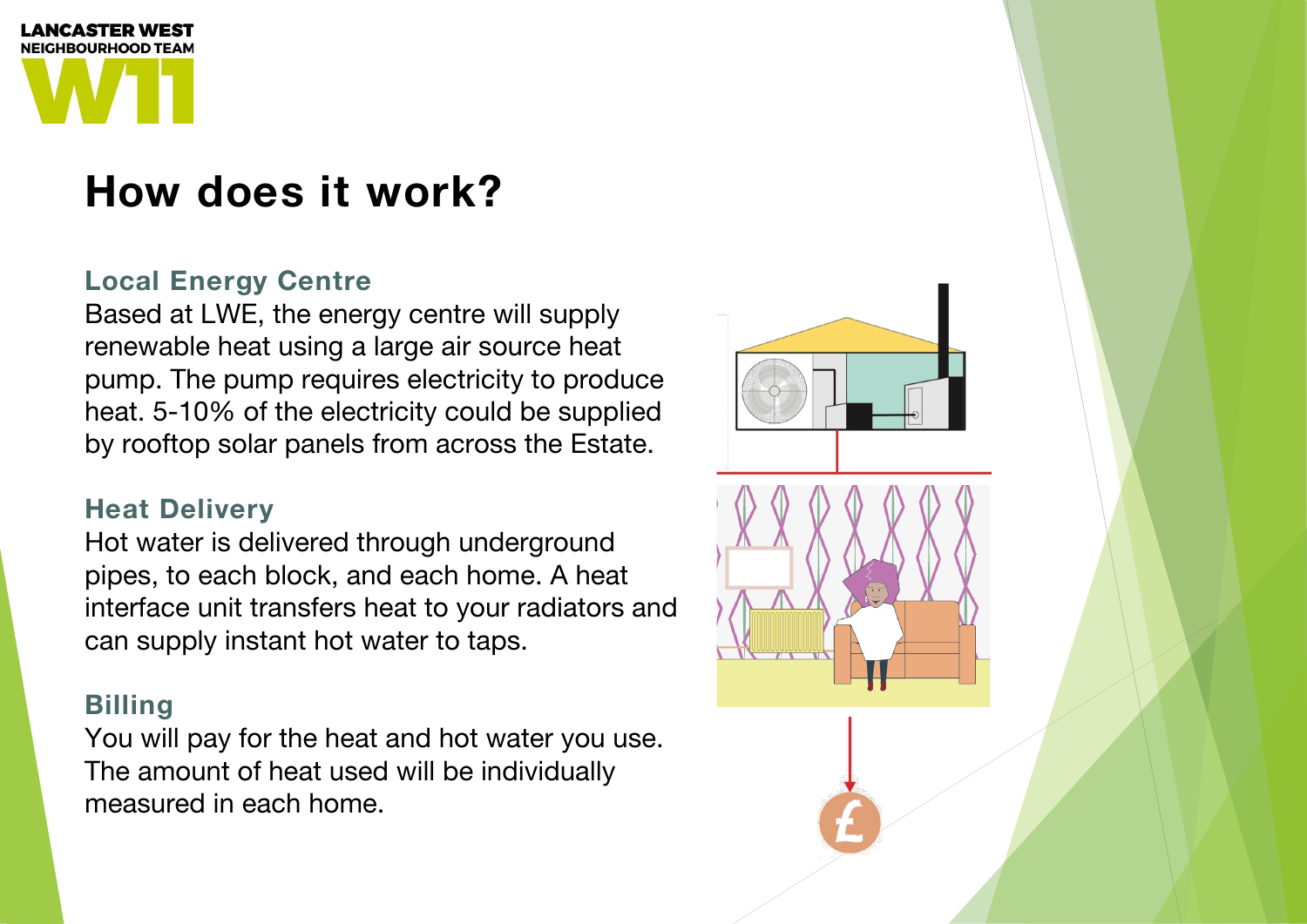LANCASTER WEST
NEIGHBOURHOOD TEAM
W11

# How does it work?

### Local Energy Centre

Based at LWE, the energy centre will supply renewable heat using a large air source heat pump. The pump requires electricity to produce heat. 5-10% of the electricity could be supplied by rooftop solar panels from across the Estate.

### Heat Delivery

Hot water is delivered through underground pipes, to each block, and each home. A heat interface unit transfers heat to your radiators and can supply instant hot water to taps.

### Billing

You will pay for the heat and hot water you use. The amount of heat used will be individually measured in each home.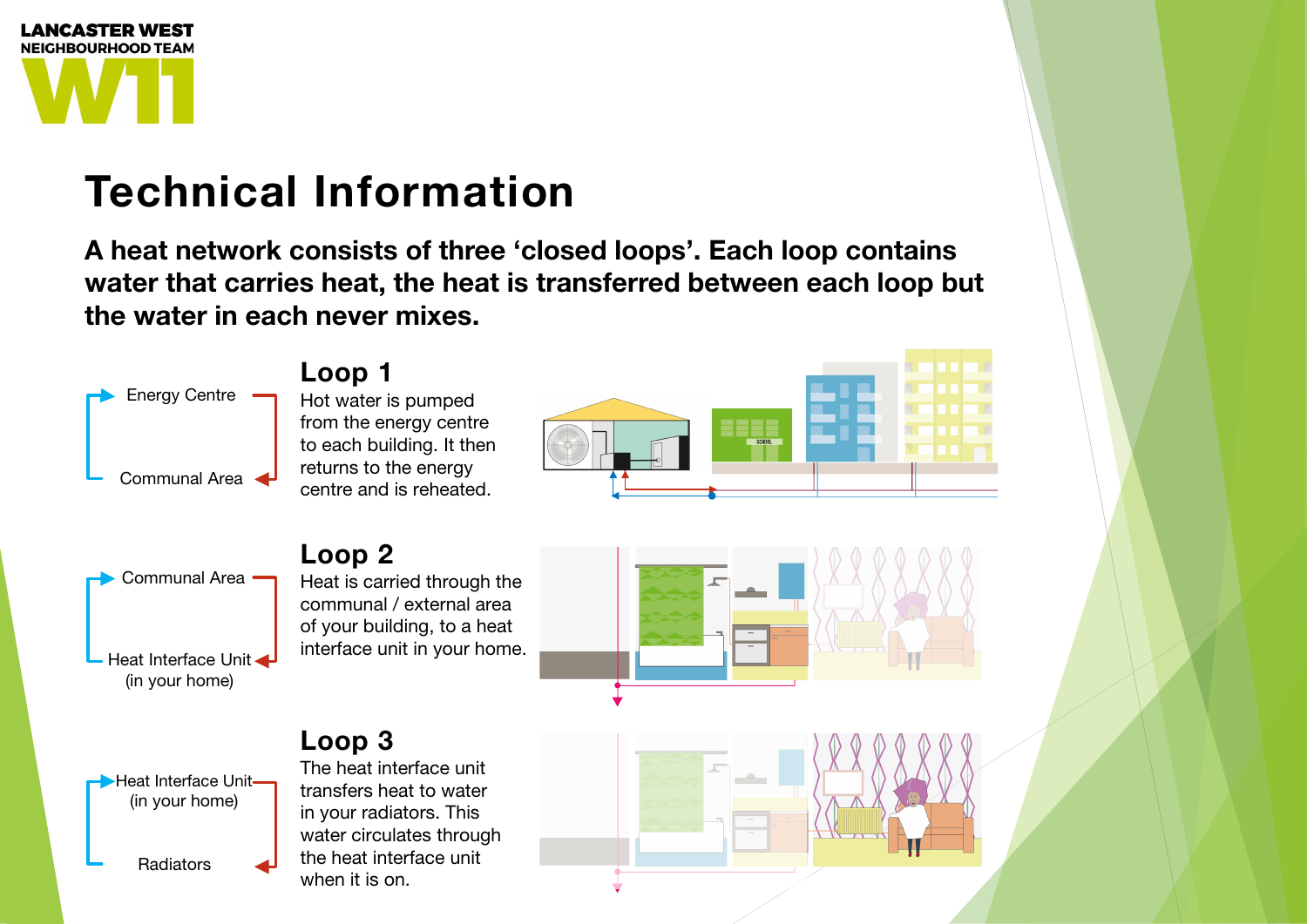LANCASTER WEST
NEIGHBOURHOOD TEAM
W11

# Technical Information

**A heat network consists of three 'closed loops'. Each loop contains water that carries heat, the heat is transferred between each loop but the water in each never mixes.**

Energy Centre → Communal Area

## Loop 1

Hot water is pumped from the energy centre to each building. It then returns to the energy centre and is reheated.

Communal Area → Heat Interface Unit (in your home)

## Loop 2

Heat is carried through the communal / external area of your building, to a heat interface unit in your home.

Heat Interface Unit (in your home) → Radiators

## Loop 3

The heat interface unit transfers heat to water in your radiators. This water circulates through the heat interface unit when it is on.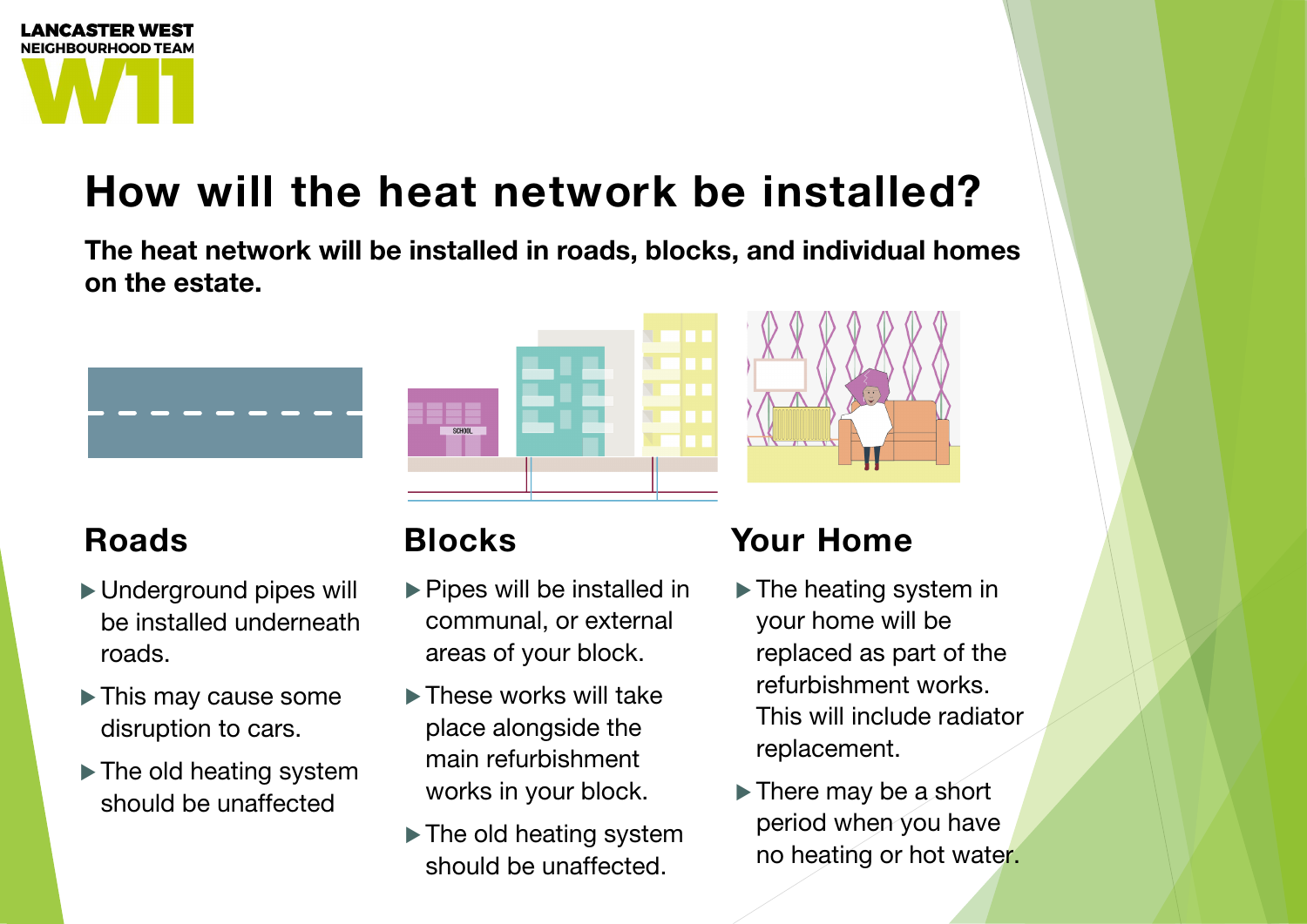LANCASTER WEST
NEIGHBOURHOOD TEAM
W11

# How will the heat network be installed?

**The heat network will be installed in roads, blocks, and individual homes on the estate.**

## Roads

- Underground pipes will be installed underneath roads.
- This may cause some disruption to cars.
- The old heating system should be unaffected

## Blocks

- Pipes will be installed in communal, or external areas of your block.
- These works will take place alongside the main refurbishment works in your block.
- The old heating system should be unaffected.

## Your Home

- The heating system in your home will be replaced as part of the refurbishment works. This will include radiator replacement.
- There may be a short period when you have no heating or hot water.